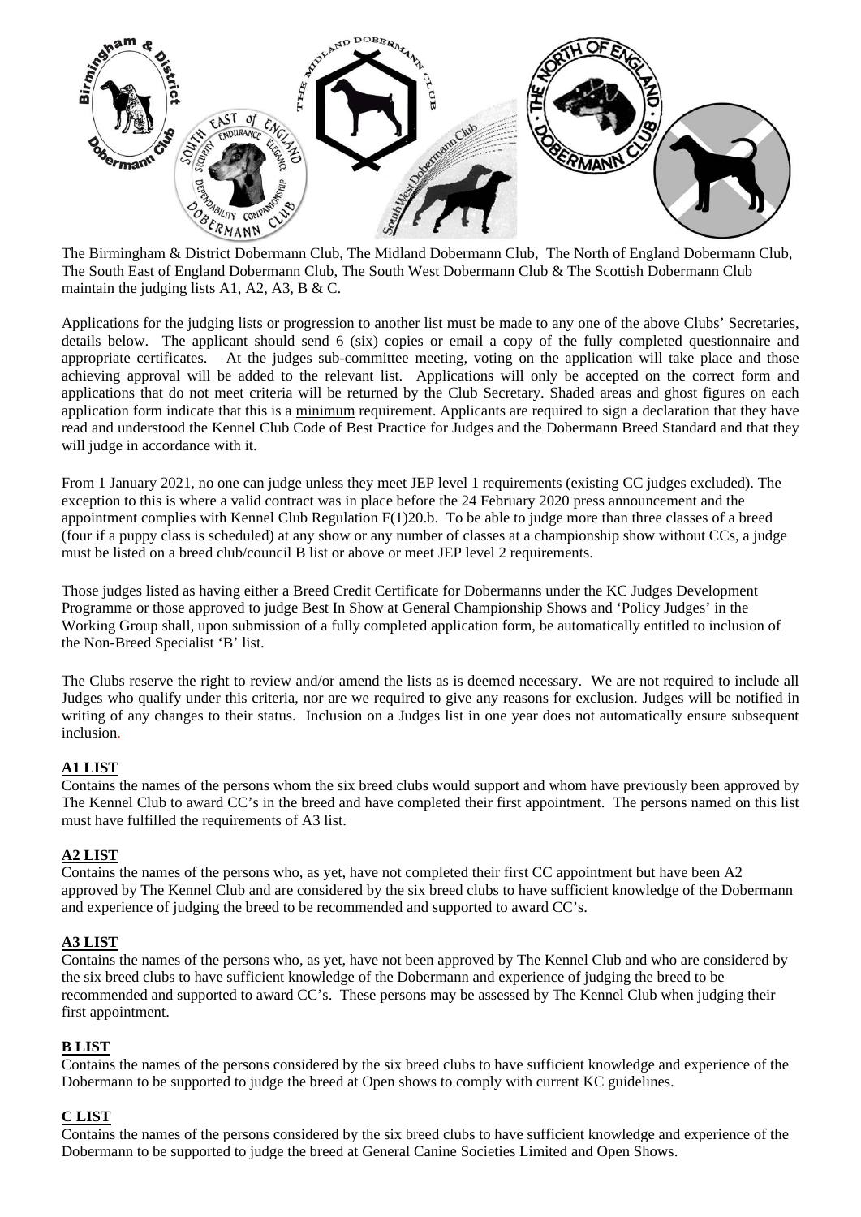The Birmingham & District Dobermann Club, The Midland Dobermann Club, The North of England Dobermann Club, The South East of England Dobermann Club, The South West Dobermann Club & The Scottish Dobermann Club maintain the judging lists A1, A2, A3, B & C.

Applications for the judging lists or progression to another list must be made to any one of the above Clubs' Secretaries, details below. The applicant should send 6 (six) copies or email a copy of the fully completed questionnaire and appropriate certificates. At the judges sub-committee meeting, voting on the application will take place and those achieving approval will be added to the relevant list. Applications will only be accepted on the correct form and applications that do not meet criteria will be returned by the Club Secretary. Shaded areas and ghost figures on each application form indicate that this is a minimum requirement. Applicants are required to sign a declaration that they have read and understood the Kennel Club Code of Best Practice for Judges and the Dobermann Breed Standard and that they will judge in accordance with it.

From 1 January 2021, no one can judge unless they meet JEP level 1 requirements (existing CC judges excluded). The exception to this is where a valid contract was in place before the 24 February 2020 press announcement and the appointment complies with Kennel Club Regulation F(1)20.b. To be able to judge more than three classes of a breed (four if a puppy class is scheduled) at any show or any number of classes at a championship show without CCs, a judge must be listed on a breed club/council B list or above or meet JEP level 2 requirements.

Those judges listed as having either a Breed Credit Certificate for Dobermanns under the KC Judges Development Programme or those approved to judge Best In Show at General Championship Shows and 'Policy Judges' in the Working Group shall, upon submission of a fully completed application form, be automatically entitled to inclusion of the Non-Breed Specialist 'B' list.

The Clubs reserve the right to review and/or amend the lists as is deemed necessary. We are not required to include all Judges who qualify under this criteria, nor are we required to give any reasons for exclusion. Judges will be notified in writing of any changes to their status. Inclusion on a Judges list in one year does not automatically ensure subsequent inclusion.

## A1 LIST

Contains the names of the persons whom the six breed clubs would support and whom have previously been approved by The Kennel Club to award CC's in the breed and have completed their first appointment. The persons named on this list must have fulfilled the requirements of A3 list.

## A2 LIST

Contains the names of the persons who, as yet, have not completed their first CC appointment but have been A2 approved by The Kennel Club and are considered by the six breed clubs to have sufficient knowledge of the Dobermann and experience of judging the breed to be recommended and supported to award CC's.

## A3 LIST

Contains the names of the persons who, as yet, have not been approved by The Kennel Club and who are considered by the six breed clubs to have sufficient knowledge of the Dobermann and experience of judging the breed to be recommended and supported to award CC's. These persons may be assessed by The Kennel Club when judging their first appointment.

## B LIST

Contains the names of the persons considered by the six breed clubs to have sufficient knowledge and experience of the Dobermann to be supported to judge the breed at Open shows to comply with current KC guidelines.

## C LIST

Contains the names of the persons considered by the six breed clubs to have sufficient knowledge and experience of the Dobermann to be supported to judge the breed at General Canine Societies Limited and Open Shows.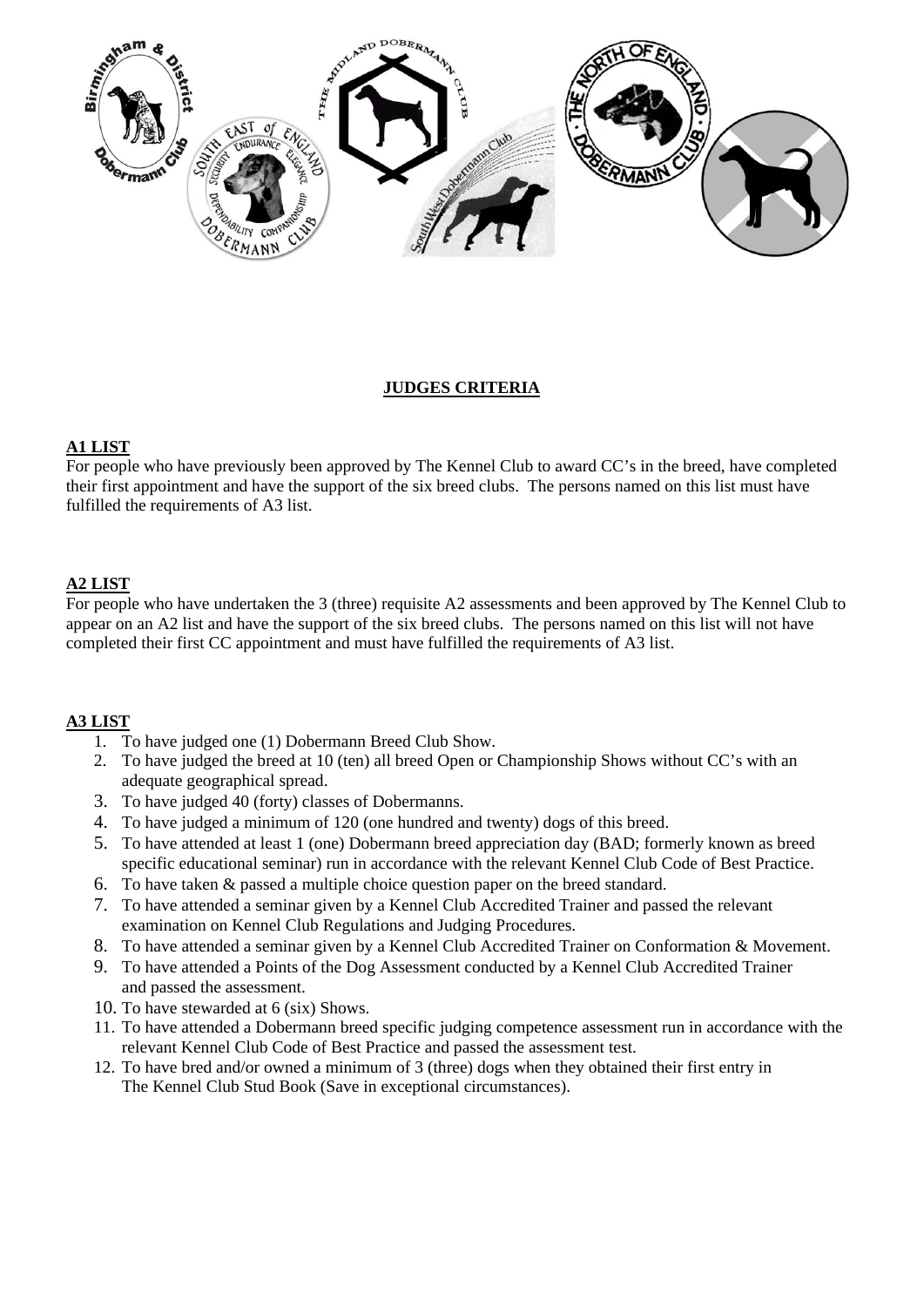## JUDGES CRITERIA

### A1 LIST

For people who have previously been approved by The Kennel Club to award CC's in the breed, have completed their first appointment and have the support of the six breed clubs. The persons named on this list must have fulfilled the requirements of A3 list.

### A2 LIST

For people who have undertaken the 3 (three) requisite A2 assessments and been approved by The Kennel Club to appear on an A2 list and have the support of the six breed clubs. The persons named on this list will not have completed their first CC appointment and must have fulfilled the requirements of A3 list.

### A3 LIST

1. To have judged one (1) Dobermann Breed Club Show.
2. To have judged the breed at 10 (ten) all breed Open or Championship Shows without CC's with an adequate geographical spread.
3. To have judged 40 (forty) classes of Dobermanns.
4. To have judged a minimum of 120 (one hundred and twenty) dogs of this breed.
5. To have attended at least 1 (one) Dobermann breed appreciation day (BAD; formerly known as breed specific educational seminar) run in accordance with the relevant Kennel Club Code of Best Practice.
6. To have taken & passed a multiple choice question paper on the breed standard.
7. To have attended a seminar given by a Kennel Club Accredited Trainer and passed the relevant examination on Kennel Club Regulations and Judging Procedures.
8. To have attended a seminar given by a Kennel Club Accredited Trainer on Conformation & Movement.
9. To have attended a Points of the Dog Assessment conducted by a Kennel Club Accredited Trainer and passed the assessment.
10. To have stewarded at 6 (six) Shows.
11. To have attended a Dobermann breed specific judging competence assessment run in accordance with the relevant Kennel Club Code of Best Practice and passed the assessment test.
12. To have bred and/or owned a minimum of 3 (three) dogs when they obtained their first entry in The Kennel Club Stud Book (Save in exceptional circumstances).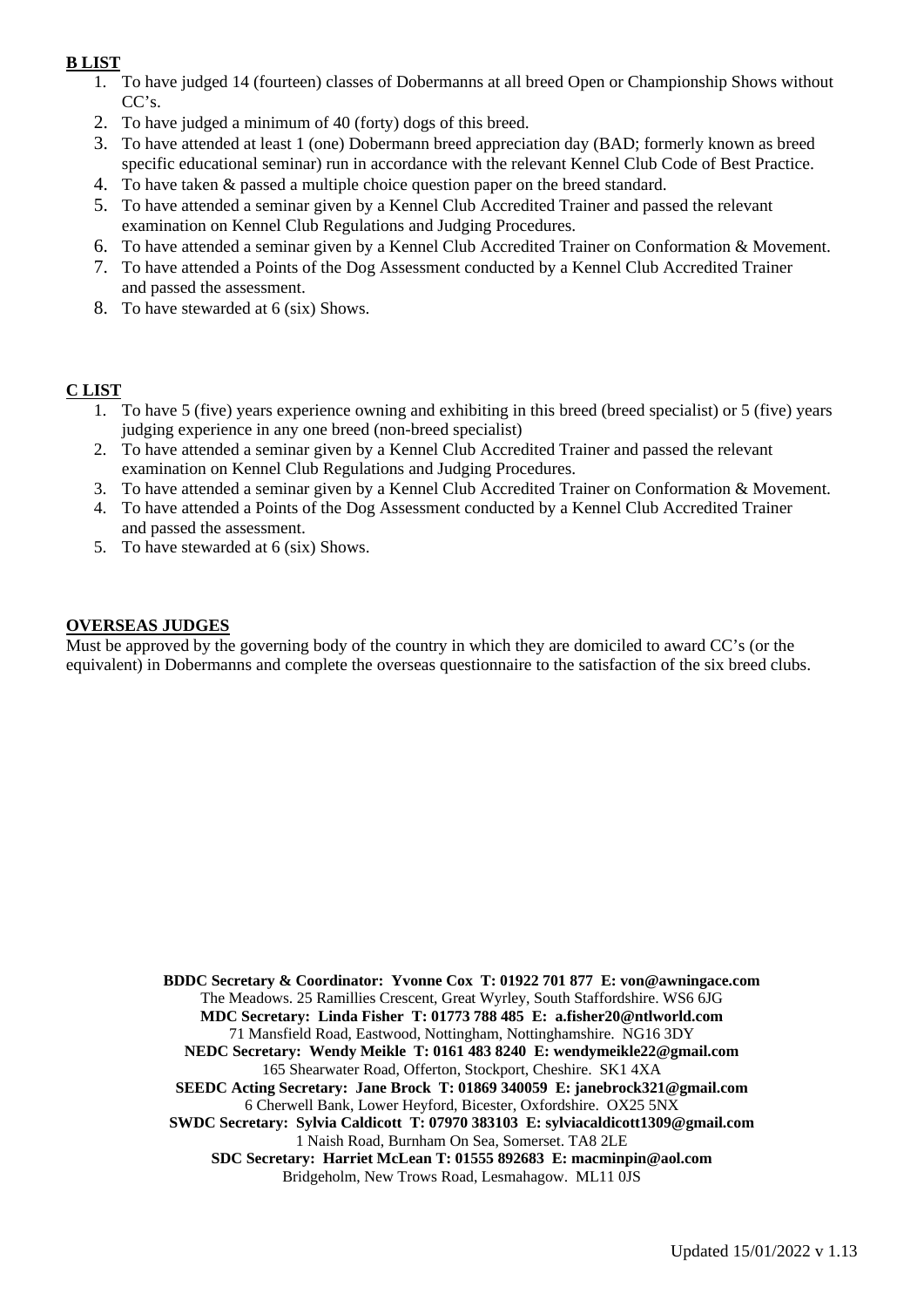## B LIST

1. To have judged 14 (fourteen) classes of Dobermanns at all breed Open or Championship Shows without CC's.
2. To have judged a minimum of 40 (forty) dogs of this breed.
3. To have attended at least 1 (one) Dobermann breed appreciation day (BAD; formerly known as breed specific educational seminar) run in accordance with the relevant Kennel Club Code of Best Practice.
4. To have taken & passed a multiple choice question paper on the breed standard.
5. To have attended a seminar given by a Kennel Club Accredited Trainer and passed the relevant examination on Kennel Club Regulations and Judging Procedures.
6. To have attended a seminar given by a Kennel Club Accredited Trainer on Conformation & Movement.
7. To have attended a Points of the Dog Assessment conducted by a Kennel Club Accredited Trainer and passed the assessment.
8. To have stewarded at 6 (six) Shows.

## C LIST

1. To have 5 (five) years experience owning and exhibiting in this breed (breed specialist) or 5 (five) years judging experience in any one breed (non-breed specialist)
2. To have attended a seminar given by a Kennel Club Accredited Trainer and passed the relevant examination on Kennel Club Regulations and Judging Procedures.
3. To have attended a seminar given by a Kennel Club Accredited Trainer on Conformation & Movement.
4. To have attended a Points of the Dog Assessment conducted by a Kennel Club Accredited Trainer and passed the assessment.
5. To have stewarded at 6 (six) Shows.

## OVERSEAS JUDGES

Must be approved by the governing body of the country in which they are domiciled to award CC's (or the equivalent) in Dobermanns and complete the overseas questionnaire to the satisfaction of the six breed clubs.

**BDDC Secretary & Coordinator: Yvonne Cox T: 01922 701 877 E: von@awningace.com**
The Meadows. 25 Ramillies Crescent, Great Wyrley, South Staffordshire. WS6 6JG
**MDC Secretary: Linda Fisher T: 01773 788 485 E: a.fisher20@ntlworld.com**
71 Mansfield Road, Eastwood, Nottingham, Nottinghamshire. NG16 3DY
**NEDC Secretary: Wendy Meikle T: 0161 483 8240 E: wendymeikle22@gmail.com**
165 Shearwater Road, Offerton, Stockport, Cheshire. SK1 4XA
**SEEDC Acting Secretary: Jane Brock T: 01869 340059 E: janebrock321@gmail.com**
6 Cherwell Bank, Lower Heyford, Bicester, Oxfordshire. OX25 5NX
**SWDC Secretary: Sylvia Caldicott T: 07970 383103 E: sylviacaldicott1309@gmail.com**
1 Naish Road, Burnham On Sea, Somerset. TA8 2LE
**SDC Secretary: Harriet McLean T: 01555 892683 E: macminpin@aol.com**
Bridgeholm, New Trows Road, Lesmahagow. ML11 0JS

Updated 15/01/2022 v 1.13